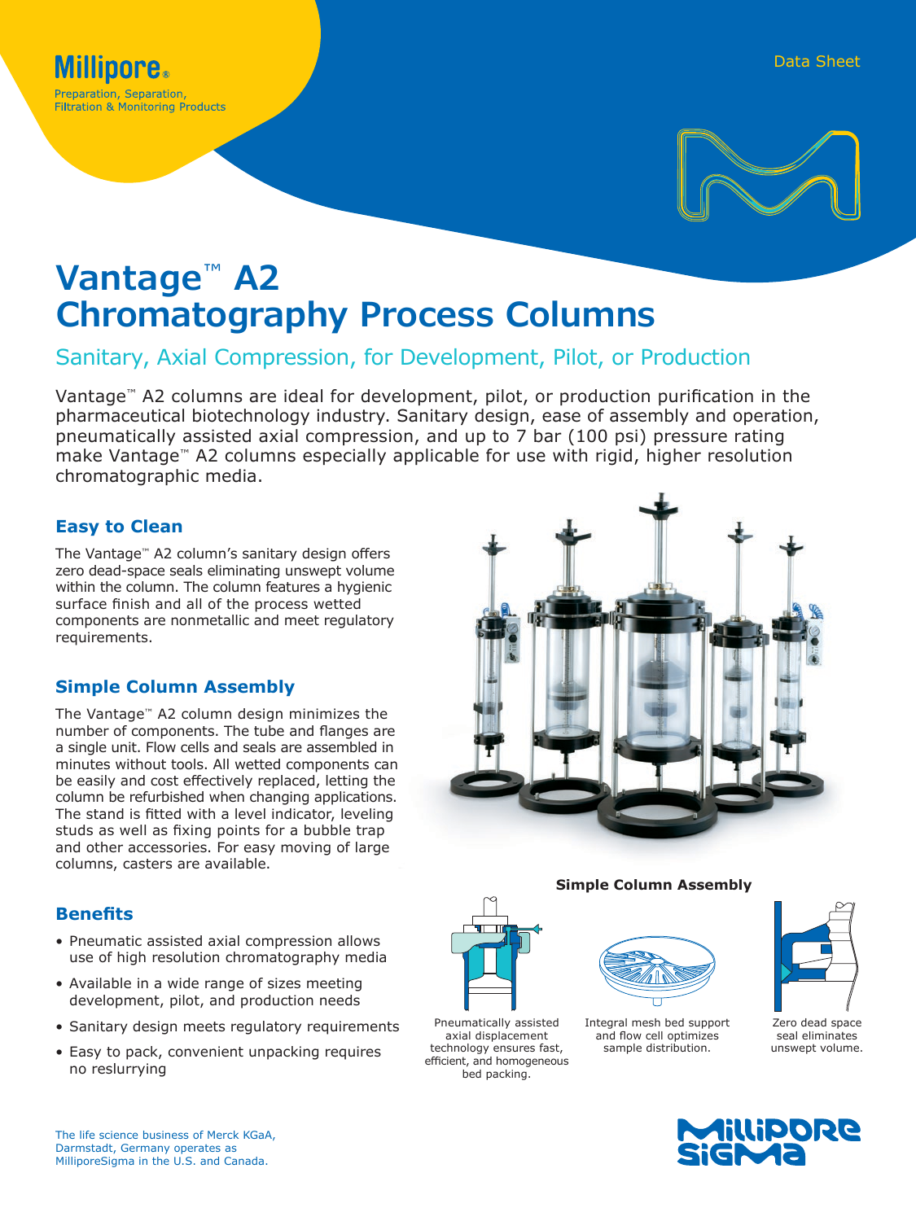Millipore®

Preparation, Separation, Filtration & Monitoring Products

Data Sheet

# Vantage™ A2 Chromatography Process Columns

## Sanitary, Axial Compression, for Development, Pilot, or Production

Vantage™ A2 columns are ideal for development, pilot, or production purification in the pharmaceutical biotechnology industry. Sanitary design, ease of assembly and operation, pneumatically assisted axial compression, and up to 7 bar (100 psi) pressure rating make Vantage™ A2 columns especially applicable for use with rigid, higher resolution chromatographic media.

### Easy to Clean

The Vantage™ A2 column's sanitary design offers zero dead-space seals eliminating unswept volume within the column. The column features a hygienic surface finish and all of the process wetted components are nonmetallic and meet regulatory requirements.

### Simple Column Assembly

The Vantage™ A2 column design minimizes the number of components. The tube and flanges are a single unit. Flow cells and seals are assembled in minutes without tools. All wetted components can be easily and cost effectively replaced, letting the column be refurbished when changing applications. The stand is fitted with a level indicator, leveling studs as well as fixing points for a bubble trap and other accessories. For easy moving of large columns, casters are available.

### Benefits

- Pneumatic assisted axial compression allows use of high resolution chromatography media
- Available in a wide range of sizes meeting development, pilot, and production needs
- Sanitary design meets regulatory requirements
- Easy to pack, convenient unpacking requires no reslurrying

**Simple Column Assembly**

Pneumatically assisted axial displacement technology ensures fast, efficient, and homogeneous bed packing.

Integral mesh bed support and flow cell optimizes sample distribution.

Zero dead space seal eliminates unswept volume.

The life science business of Merck KGaA, Darmstadt, Germany operates as MilliporeSigma in the U.S. and Canada.

MilliporeSigma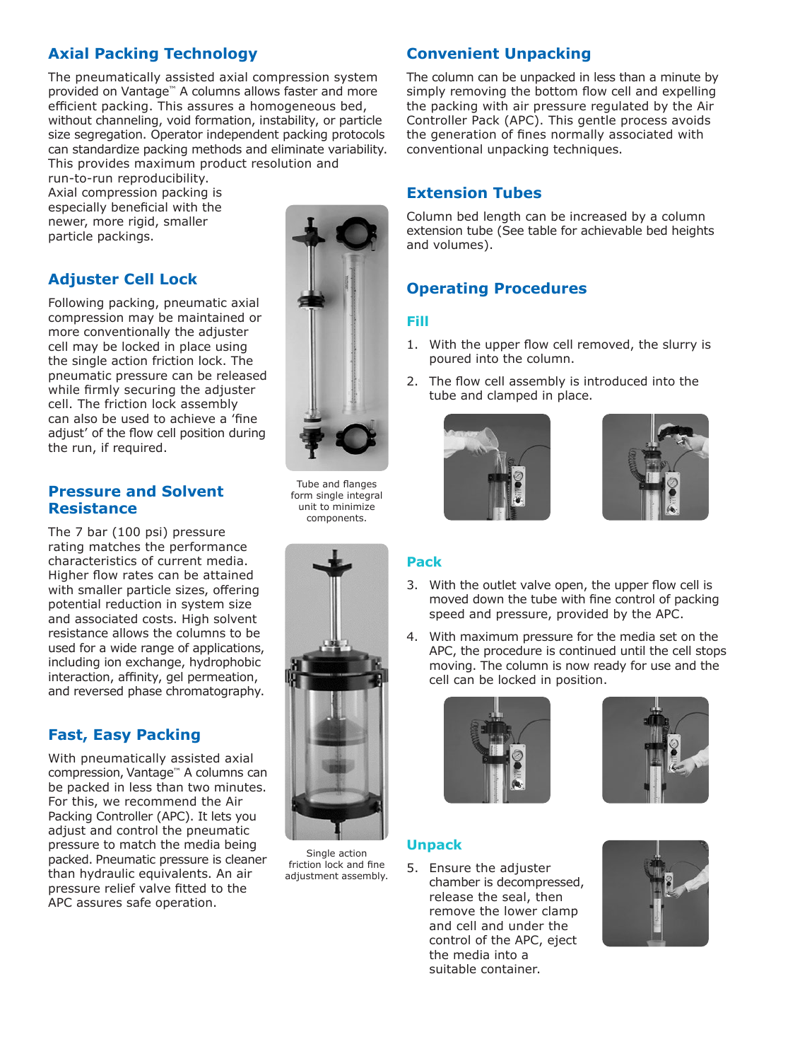## Axial Packing Technology

The pneumatically assisted axial compression system provided on Vantage™ A columns allows faster and more efficient packing. This assures a homogeneous bed, without channeling, void formation, instability, or particle size segregation. Operator independent packing protocols can standardize packing methods and eliminate variability. This provides maximum product resolution and run-to-run reproducibility.

Axial compression packing is especially beneficial with the newer, more rigid, smaller particle packings.

## Adjuster Cell Lock

Following packing, pneumatic axial compression may be maintained or more conventionally the adjuster cell may be locked in place using the single action friction lock. The pneumatic pressure can be released while firmly securing the adjuster cell. The friction lock assembly can also be used to achieve a 'fine adjust' of the flow cell position during the run, if required.

Tube and flanges form single integral unit to minimize components.

## Pressure and Solvent Resistance

The 7 bar (100 psi) pressure rating matches the performance characteristics of current media. Higher flow rates can be attained with smaller particle sizes, offering potential reduction in system size and associated costs. High solvent resistance allows the columns to be used for a wide range of applications, including ion exchange, hydrophobic interaction, affinity, gel permeation, and reversed phase chromatography.

## Fast, Easy Packing

With pneumatically assisted axial compression, Vantage™ A columns can be packed in less than two minutes. For this, we recommend the Air Packing Controller (APC). It lets you adjust and control the pneumatic pressure to match the media being packed. Pneumatic pressure is cleaner than hydraulic equivalents. An air pressure relief valve fitted to the APC assures safe operation.

Single action friction lock and fine adjustment assembly.

## Convenient Unpacking

The column can be unpacked in less than a minute by simply removing the bottom flow cell and expelling the packing with air pressure regulated by the Air Controller Pack (APC). This gentle process avoids the generation of fines normally associated with conventional unpacking techniques.

## Extension Tubes

Column bed length can be increased by a column extension tube (See table for achievable bed heights and volumes).

## Operating Procedures

### Fill

1. With the upper flow cell removed, the slurry is poured into the column.
2. The flow cell assembly is introduced into the tube and clamped in place.

### Pack

3. With the outlet valve open, the upper flow cell is moved down the tube with fine control of packing speed and pressure, provided by the APC.
4. With maximum pressure for the media set on the APC, the procedure is continued until the cell stops moving. The column is now ready for use and the cell can be locked in position.

### Unpack

5. Ensure the adjuster chamber is decompressed, release the seal, then remove the lower clamp and cell and under the control of the APC, eject the media into a suitable container.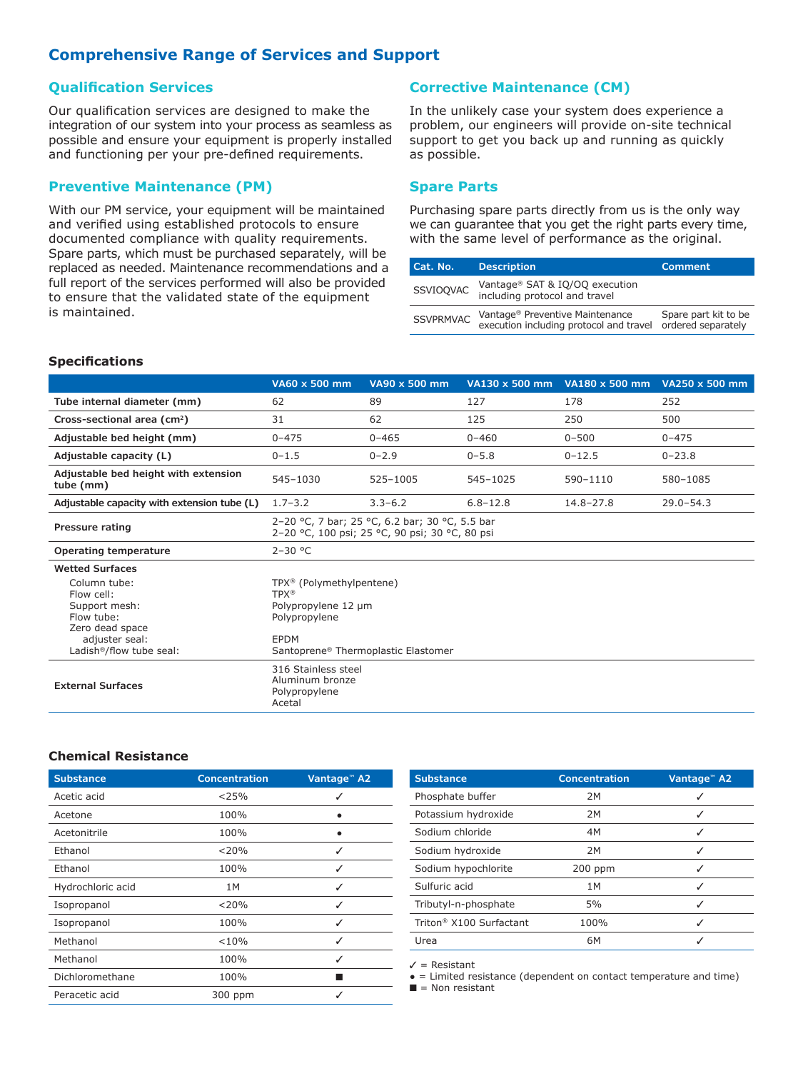## Comprehensive Range of Services and Support

### Qualification Services

Our qualification services are designed to make the integration of our system into your process as seamless as possible and ensure your equipment is properly installed and functioning per your pre-defined requirements.

### Preventive Maintenance (PM)

With our PM service, your equipment will be maintained and verified using established protocols to ensure documented compliance with quality requirements. Spare parts, which must be purchased separately, will be replaced as needed. Maintenance recommendations and a full report of the services performed will also be provided to ensure that the validated state of the equipment is maintained.

### Corrective Maintenance (CM)

In the unlikely case your system does experience a problem, our engineers will provide on-site technical support to get you back up and running as quickly as possible.

### Spare Parts

Purchasing spare parts directly from us is the only way we can guarantee that you get the right parts every time, with the same level of performance as the original.

| Cat. No. | Description | Comment |
|---|---|---|
| SSVIOQVAC | Vantage® SAT & IQ/OQ execution including protocol and travel | |
| SSVPRMVAC | Vantage® Preventive Maintenance execution including protocol and travel | Spare part kit to be ordered separately |

### Specifications

| | VA60 x 500 mm | VA90 x 500 mm | VA130 x 500 mm | VA180 x 500 mm | VA250 x 500 mm |
|---|---|---|---|---|---|
| **Tube internal diameter (mm)** | 62 | 89 | 127 | 178 | 252 |
| **Cross-sectional area (cm²)** | 31 | 62 | 125 | 250 | 500 |
| **Adjustable bed height (mm)** | 0–475 | 0–465 | 0–460 | 0–500 | 0–475 |
| **Adjustable capacity (L)** | 0–1.5 | 0–2.9 | 0–5.8 | 0–12.5 | 0–23.8 |
| **Adjustable bed height with extension tube (mm)** | 545–1030 | 525–1005 | 545–1025 | 590–1110 | 580–1085 |
| **Adjustable capacity with extension tube (L)** | 1.7–3.2 | 3.3–6.2 | 6.8–12.8 | 14.8–27.8 | 29.0–54.3 |
| **Pressure rating** | 2–20 °C, 7 bar; 25 °C, 6.2 bar; 30 °C, 5.5 bar<br>2–20 °C, 100 psi; 25 °C, 90 psi; 30 °C, 80 psi | | | | |
| **Operating temperature** | 2–30 °C | | | | |
| **Wetted Surfaces** | | | | | |
| Column tube: | TPX® (Polymethylpentene) | | | | |
| Flow cell: | TPX® | | | | |
| Support mesh: | Polypropylene 12 µm | | | | |
| Flow tube: | Polypropylene | | | | |
| Zero dead space adjuster seal: | EPDM | | | | |
| Ladish®/flow tube seal: | Santoprene® Thermoplastic Elastomer | | | | |
| **External Surfaces** | 316 Stainless steel<br>Aluminum bronze<br>Polypropylene<br>Acetal | | | | |

### Chemical Resistance

| Substance | Concentration | Vantage™ A2 |
|---|---|---|
| Acetic acid | <25% | ✓ |
| Acetone | 100% | • |
| Acetonitrile | 100% | • |
| Ethanol | <20% | ✓ |
| Ethanol | 100% | ✓ |
| Hydrochloric acid | 1M | ✓ |
| Isopropanol | <20% | ✓ |
| Isopropanol | 100% | ✓ |
| Methanol | <10% | ✓ |
| Methanol | 100% | ✓ |
| Dichloromethane | 100% | ■ |
| Peracetic acid | 300 ppm | ✓ |

| Substance | Concentration | Vantage™ A2 |
|---|---|---|
| Phosphate buffer | 2M | ✓ |
| Potassium hydroxide | 2M | ✓ |
| Sodium chloride | 4M | ✓ |
| Sodium hydroxide | 2M | ✓ |
| Sodium hypochlorite | 200 ppm | ✓ |
| Sulfuric acid | 1M | ✓ |
| Tributyl-n-phosphate | 5% | ✓ |
| Triton® X100 Surfactant | 100% | ✓ |
| Urea | 6M | ✓ |

✓ = Resistant
• = Limited resistance (dependent on contact temperature and time)
■ = Non resistant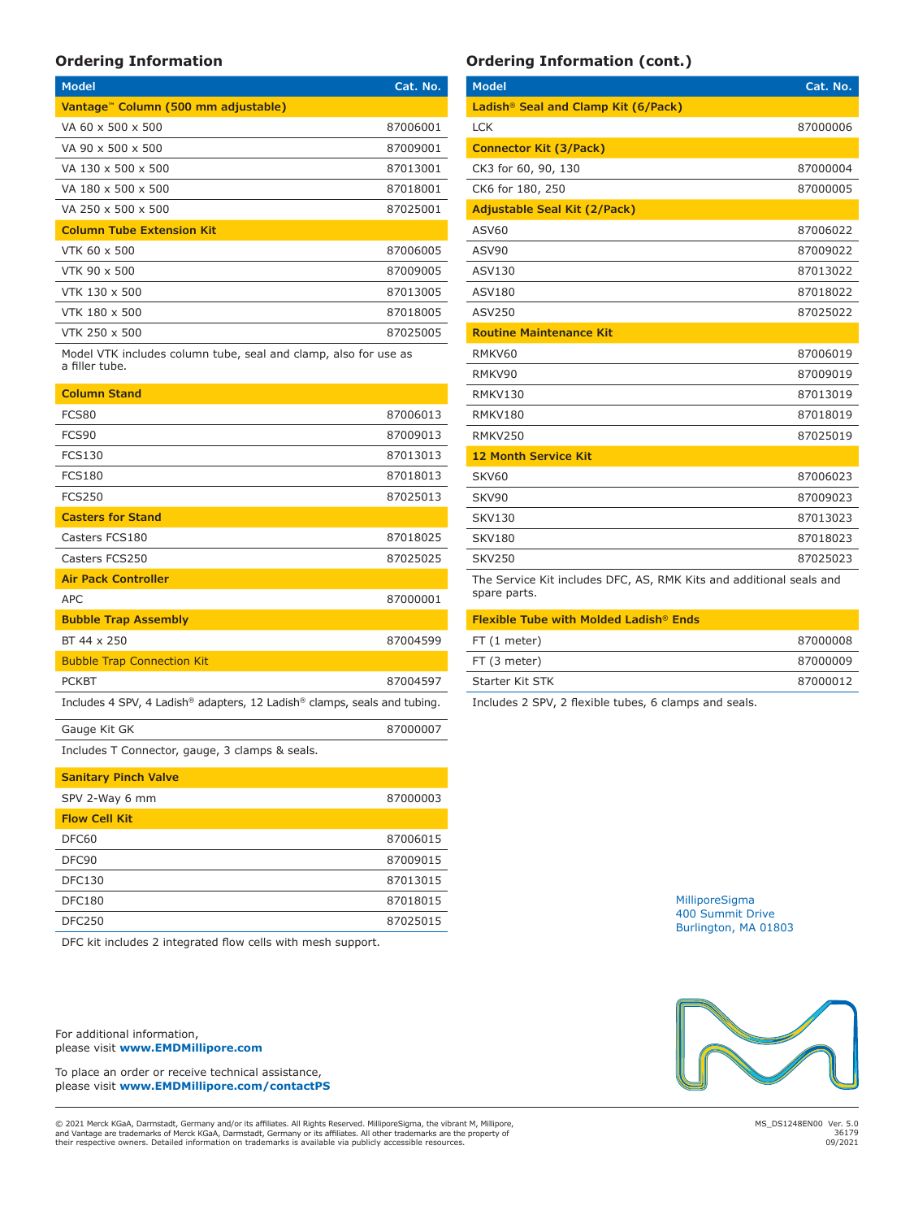## Ordering Information

| Model | Cat. No. |
|---|---|
| **Vantage™ Column (500 mm adjustable)** | |
| VA 60 x 500 x 500 | 87006001 |
| VA 90 x 500 x 500 | 87009001 |
| VA 130 x 500 x 500 | 87013001 |
| VA 180 x 500 x 500 | 87018001 |
| VA 250 x 500 x 500 | 87025001 |
| **Column Tube Extension Kit** | |
| VTK 60 x 500 | 87006005 |
| VTK 90 x 500 | 87009005 |
| VTK 130 x 500 | 87013005 |
| VTK 180 x 500 | 87018005 |
| VTK 250 x 500 | 87025005 |

Model VTK includes column tube, seal and clamp, also for use as a filler tube.

| Model | Cat. No. |
|---|---|
| **Column Stand** | |
| FCS80 | 87006013 |
| FCS90 | 87009013 |
| FCS130 | 87013013 |
| FCS180 | 87018013 |
| FCS250 | 87025013 |
| **Casters for Stand** | |
| Casters FCS180 | 87018025 |
| Casters FCS250 | 87025025 |
| **Air Pack Controller** | |
| APC | 87000001 |
| **Bubble Trap Assembly** | |
| BT 44 x 250 | 87004599 |
| Bubble Trap Connection Kit | |
| PCKBT | 87004597 |

Includes 4 SPV, 4 Ladish® adapters, 12 Ladish® clamps, seals and tubing.

| | |
|---|---|
| Gauge Kit GK | 87000007 |

Includes T Connector, gauge, 3 clamps & seals.

| Model | Cat. No. |
|---|---|
| **Sanitary Pinch Valve** | |
| SPV 2-Way 6 mm | 87000003 |
| **Flow Cell Kit** | |
| DFC60 | 87006015 |
| DFC90 | 87009015 |
| DFC130 | 87013015 |
| DFC180 | 87018015 |
| DFC250 | 87025015 |

DFC kit includes 2 integrated flow cells with mesh support.

## Ordering Information (cont.)

| Model | Cat. No. |
|---|---|
| **Ladish® Seal and Clamp Kit (6/Pack)** | |
| LCK | 87000006 |
| **Connector Kit (3/Pack)** | |
| CK3 for 60, 90, 130 | 87000004 |
| CK6 for 180, 250 | 87000005 |
| **Adjustable Seal Kit (2/Pack)** | |
| ASV60 | 87006022 |
| ASV90 | 87009022 |
| ASV130 | 87013022 |
| ASV180 | 87018022 |
| ASV250 | 87025022 |
| **Routine Maintenance Kit** | |
| RMKV60 | 87006019 |
| RMKV90 | 87009019 |
| RMKV130 | 87013019 |
| RMKV180 | 87018019 |
| RMKV250 | 87025019 |
| **12 Month Service Kit** | |
| SKV60 | 87006023 |
| SKV90 | 87009023 |
| SKV130 | 87013023 |
| SKV180 | 87018023 |
| SKV250 | 87025023 |

The Service Kit includes DFC, AS, RMK Kits and additional seals and spare parts.

| Model | Cat. No. |
|---|---|
| **Flexible Tube with Molded Ladish® Ends** | |
| FT (1 meter) | 87000008 |
| FT (3 meter) | 87000009 |
| Starter Kit STK | 87000012 |

Includes 2 SPV, 2 flexible tubes, 6 clamps and seals.

MilliporeSigma
400 Summit Drive
Burlington, MA 01803

For additional information,
please visit **www.EMDMillipore.com**

To place an order or receive technical assistance,
please visit **www.EMDMillipore.com/contactPS**

© 2021 Merck KGaA, Darmstadt, Germany and/or its affiliates. All Rights Reserved. MilliporeSigma, the vibrant M, Millipore, and Vantage are trademarks of Merck KGaA, Darmstadt, Germany or its affiliates. All other trademarks are the property of their respective owners. Detailed information on trademarks is available via publicly accessible resources.

MS_DS1248EN00 Ver. 5.0
36179
09/2021